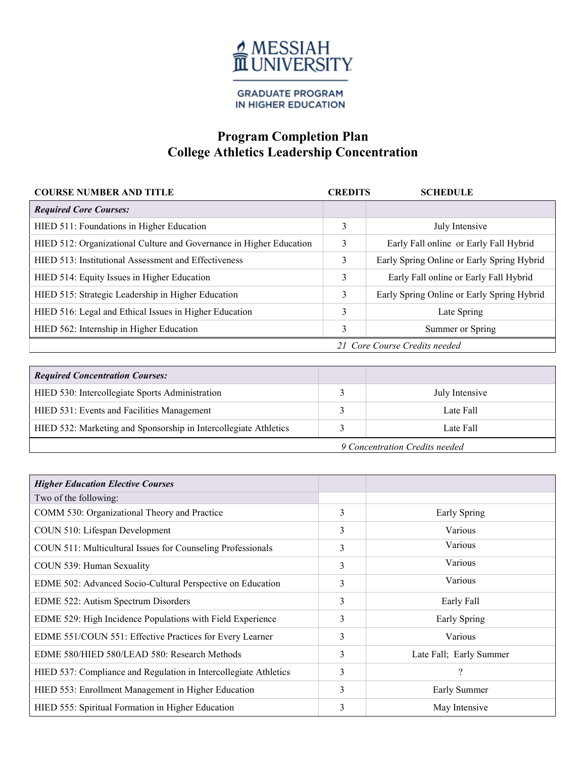MESSIAH UNIVERSITY

GRADUATE PROGRAM IN HIGHER EDUCATION

# Program Completion Plan
## College Athletics Leadership Concentration

| COURSE NUMBER AND TITLE | CREDITS | SCHEDULE |
|---|---|---|
| ***Required Core Courses:*** | | |
| HIED 511: Foundations in Higher Education | 3 | July Intensive |
| HIED 512: Organizational Culture and Governance in Higher Education | 3 | Early Fall online or Early Fall Hybrid |
| HIED 513: Institutional Assessment and Effectiveness | 3 | Early Spring Online or Early Spring Hybrid |
| HIED 514: Equity Issues in Higher Education | 3 | Early Fall online or Early Fall Hybrid |
| HIED 515: Strategic Leadership in Higher Education | 3 | Early Spring Online or Early Spring Hybrid |
| HIED 516: Legal and Ethical Issues in Higher Education | 3 | Late Spring |
| HIED 562: Internship in Higher Education | 3 | Summer or Spring |
| | *21 Core Course Credits needed* | |

| | | |
|---|---|---|
| ***Required Concentration Courses:*** | | |
| HIED 530: Intercollegiate Sports Administration | 3 | July Intensive |
| HIED 531: Events and Facilities Management | 3 | Late Fall |
| HIED 532: Marketing and Sponsorship in Intercollegiate Athletics | 3 | Late Fall |
| | *9 Concentration Credits needed* | |

| | | |
|---|---|---|
| ***Higher Education Elective Courses*** | | |
| Two of the following: | | |
| COMM 530: Organizational Theory and Practice | 3 | Early Spring |
| COUN 510: Lifespan Development | 3 | Various |
| COUN 511: Multicultural Issues for Counseling Professionals | 3 | Various |
| COUN 539: Human Sexuality | 3 | Various |
| EDME 502: Advanced Socio-Cultural Perspective on Education | 3 | Various |
| EDME 522: Autism Spectrum Disorders | 3 | Early Fall |
| EDME 529: High Incidence Populations with Field Experience | 3 | Early Spring |
| EDME 551/COUN 551: Effective Practices for Every Learner | 3 | Various |
| EDME 580/HIED 580/LEAD 580: Research Methods | 3 | Late Fall; Early Summer |
| HIED 537: Compliance and Regulation in Intercollegiate Athletics | 3 | ? |
| HIED 553: Enrollment Management in Higher Education | 3 | Early Summer |
| HIED 555: Spiritual Formation in Higher Education | 3 | May Intensive |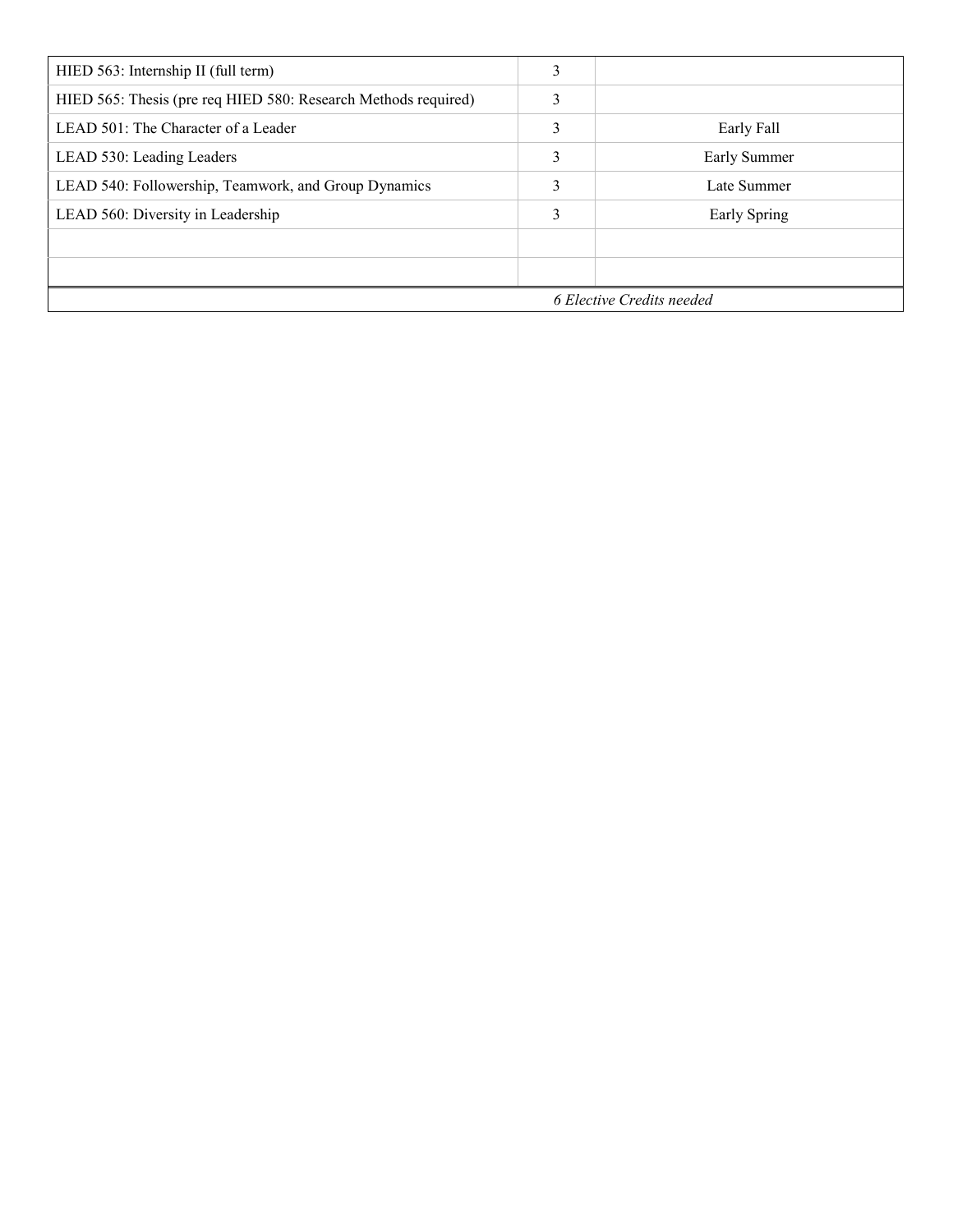| | | |
|---|---|---|
| HIED 563: Internship II (full term) | 3 | |
| HIED 565: Thesis (pre req HIED 580: Research Methods required) | 3 | |
| LEAD 501: The Character of a Leader | 3 | Early Fall |
| LEAD 530: Leading Leaders | 3 | Early Summer |
| LEAD 540: Followership, Teamwork, and Group Dynamics | 3 | Late Summer |
| LEAD 560: Diversity in Leadership | 3 | Early Spring |
| | | |
| | | |
| *6 Elective Credits needed* | | |